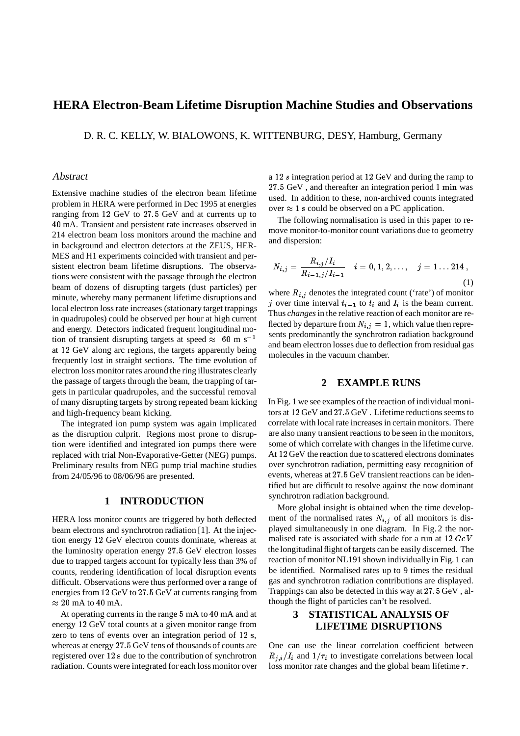# HERA Electron-Beam Lifetime Disruption Machine Studies and Observations

D. R. C. KELLY, W. BIALOWONS, K. WITTENBURG, DESY, Hamburg, Germany

## Abstract

Extensive machine studies of the electron beam lifetime problem in HERA were performed in Dec 1995 at energies ranging from 12 GeV to 27.5 GeV and at currents up to 40 mA. Transient and persistent rate increases observed in 214 electron beam loss monitors around the machine and in background and electron detectors at the ZEUS, HERMES and H1 experiments coincided with transient and persistent electron beam lifetime disruptions. The observations were consistent with the passage through the electron beam of dozens of disrupting targets (dust particles) per minute, whereby many permanent lifetime disruptions and local electron loss rate increases (stationary target trappings in quadrupoles) could be observed per hour at high current and energy. Detectors indicated frequent longitudinal motion of transient disrupting targets at speed $\approx$ 60 m s$^{-1}$ at 12 GeV along arc regions, the targets apparently being frequently lost in straight sections. The time evolution of electron loss monitor rates around the ring illustrates clearly the passage of targets through the beam, the trapping of targets in particular quadrupoles, and the successful removal of many disrupting targets by strong repeated beam kicking and high-frequency beam kicking.

The integrated ion pump system was again implicated as the disruption culprit. Regions most prone to disruption were identified and integrated ion pumps there were replaced with trial Non-Evaporative-Getter (NEG) pumps. Preliminary results from NEG pump trial machine studies from 24/05/96 to 08/06/96 are presented.

## 1 INTRODUCTION

HERA loss monitor counts are triggered by both deflected beam electrons and synchrotron radiation [1]. At the injection energy 12 GeV electron counts dominate, whereas at the luminosity operation energy 27.5 GeV electron losses due to trapped targets account for typically less than 3% of counts, rendering identification of local disruption events difficult. Observations were thus performed over a range of energies from 12 GeV to 27.5 GeV at currents ranging from $\approx$ 20 mA to 40 mA.

At operating currents in the range 5 mA to 40 mA and at energy 12 GeV total counts at a given monitor range from zero to tens of events over an integration period of 12 s, whereas at energy 27.5 GeV tens of thousands of counts are registered over 12 s due to the contribution of synchrotron radiation. Counts were integrated for each loss monitor over a 12 $s$ integration period at 12 GeV and during the ramp to 27.5 GeV , and thereafter an integration period 1 min was used. In addition to these, non-archived counts integrated over $\approx$ 1 s could be observed on a PC application.

The following normalisation is used in this paper to remove monitor-to-monitor count variations due to geometry and dispersion:

$$N_{i,j} = \frac{R_{i,j}/I_i}{R_{i-1,j}/I_{i-1}} \quad i = 0, 1, 2, \ldots, \quad j = 1 \ldots 214\,, \tag{1}$$

where $R_{i,j}$ denotes the integrated count ('rate') of monitor $j$ over time interval $t_{i-1}$ to $t_i$ and $I_i$ is the beam current. Thus *changes* in the relative reaction of each monitor are reflected by departure from $N_{i,j} = 1$, which value then represents predominantly the synchrotron radiation background and beam electron losses due to deflection from residual gas molecules in the vacuum chamber.

## 2 EXAMPLE RUNS

In Fig. 1 we see examples of the reaction of individual monitors at 12 GeV and 27.5 GeV . Lifetime reductions seems to correlate with local rate increases in certain monitors. There are also many transient reactions to be seen in the monitors, some of which correlate with changes in the lifetime curve. At 12 GeV the reaction due to scattered electrons dominates over synchrotron radiation, permitting easy recognition of events, whereas at 27.5 GeV transient reactions can be identified but are difficult to resolve against the now dominant synchrotron radiation background.

More global insight is obtained when the time development of the normalised rates $N_{i,j}$ of all monitors is displayed simultaneously in one diagram. In Fig. 2 the normalised rate is associated with shade for a run at 12 $GeV$ the longitudinal flight of targets can be easily discerned. The reaction of monitor NL191 shown individually in Fig. 1 can be identified. Normalised rates up to 9 times the residual gas and synchrotron radiation contributions are displayed. Trappings can also be detected in this way at 27.5 GeV , although the flight of particles can't be resolved.

## 3 STATISTICAL ANALYSIS OF LIFETIME DISRUPTIONS

One can use the linear correlation coefficient between $R_{j,i}/I_i$ and $1/\tau_i$ to investigate correlations between local loss monitor rate changes and the global beam lifetime $\tau$.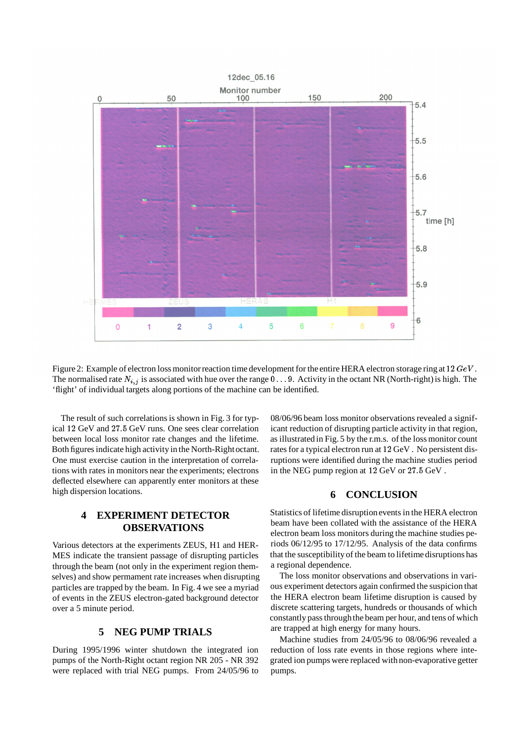Figure 2: Example of electron loss monitor reaction time development for the entire HERA electron storage ring at 12 $GeV$. The normalised rate $N_{i,j}$ is associated with hue over the range $0 \ldots 9$. Activity in the octant NR (North-right) is high. The 'flight' of individual targets along portions of the machine can be identified.

The result of such correlations is shown in Fig. 3 for typical 12 GeV and 27.5 GeV runs. One sees clear correlation between local loss monitor rate changes and the lifetime. Both figures indicate high activity in the North-Right octant. One must exercise caution in the interpretation of correlations with rates in monitors near the experiments; electrons deflected elsewhere can apparently enter monitors at these high dispersion locations.

## 4 EXPERIMENT DETECTOR OBSERVATIONS

Various detectors at the experiments ZEUS, H1 and HERMES indicate the transient passage of disrupting particles through the beam (not only in the experiment region themselves) and show permanent rate increases when disrupting particles are trapped by the beam. In Fig. 4 we see a myriad of events in the ZEUS electron-gated background detector over a 5 minute period.

## 5 NEG PUMP TRIALS

During 1995/1996 winter shutdown the integrated ion pumps of the North-Right octant region NR 205 - NR 392 were replaced with trial NEG pumps. From 24/05/96 to 08/06/96 beam loss monitor observations revealed a significant reduction of disrupting particle activity in that region, as illustrated in Fig. 5 by the r.m.s. of the loss monitor count rates for a typical electron run at 12 GeV. No persistent disruptions were identified during the machine studies period in the NEG pump region at 12 GeV or 27.5 GeV.

## 6 CONCLUSION

Statistics of lifetime disruption events in the HERA electron beam have been collated with the assistance of the HERA electron beam loss monitors during the machine studies periods 06/12/95 to 17/12/95. Analysis of the data confirms that the susceptibility of the beam to lifetime disruptions has a regional dependence.

The loss monitor observations and observations in various experiment detectors again confirmed the suspicion that the HERA electron beam lifetime disruption is caused by discrete scattering targets, hundreds or thousands of which constantly pass through the beam per hour, and tens of which are trapped at high energy for many hours.

Machine studies from 24/05/96 to 08/06/96 revealed a reduction of loss rate events in those regions where integrated ion pumps were replaced with non-evaporative getter pumps.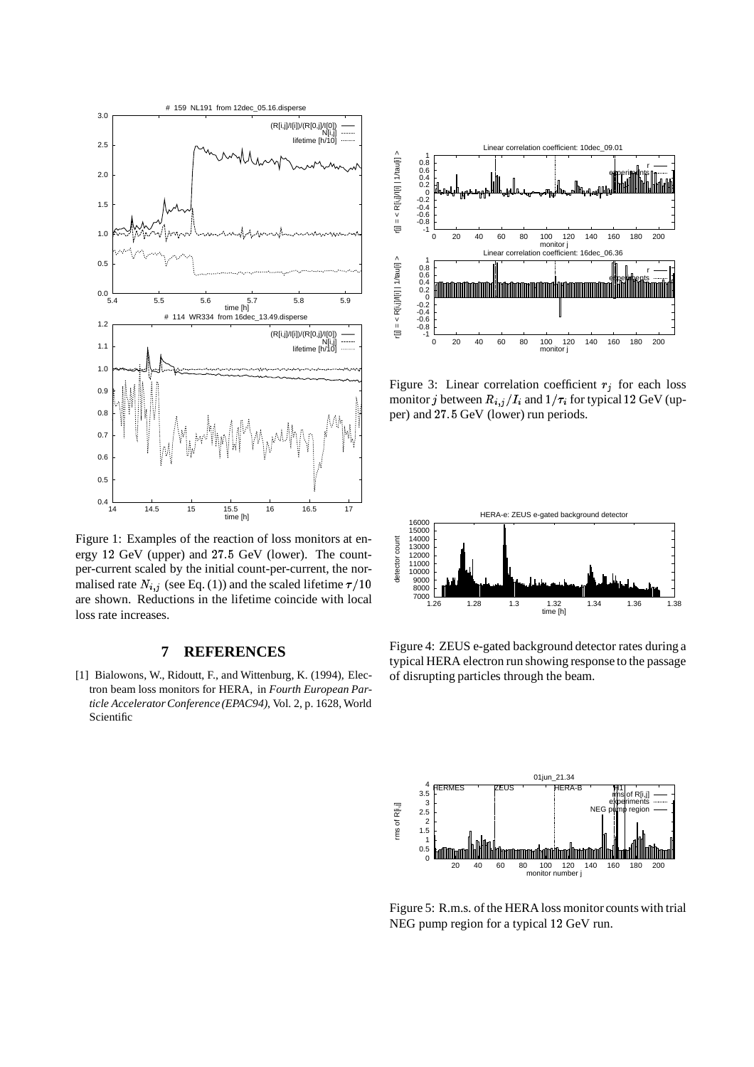\# 159 NL191 from 12dec_05.16.disperse

(R[i,j]/I[i])/(R[0,j]/I[0])
N[i,j]
lifetime [h/10]

time [h]

\# 114 WR334 from 16dec_13.49.disperse

(R[i,j]/I[i])/(R[0,j]/I[0])
N[i,j]
lifetime [h/10]

time [h]

Figure 1: Examples of the reaction of loss monitors at energy 12 GeV (upper) and 27.5 GeV (lower). The count-per-current scaled by the initial count-per-current, the normalised rate $N_{i,j}$ (see Eq. (1)) and the scaled lifetime $\tau/10$ are shown. Reductions in the lifetime coincide with local loss rate increases.

Linear correlation coefficient: 10dec_09.01

r[j] = < R[i,j]/I[i] | 1/tau[i] >

r
experiments

monitor j

Linear correlation coefficient: 16dec_06.36

r[j] = < R[i,j]/I[i] | 1/tau[i] >

r
experiments

monitor j

Figure 3: Linear correlation coefficient $r_j$ for each loss monitor $j$ between $R_{i,j}/I_i$ and $1/\tau_i$ for typical 12 GeV (upper) and 27.5 GeV (lower) run periods.

HERA-e: ZEUS e-gated background detector

detector count

time [h]

Figure 4: ZEUS e-gated background detector rates during a typical HERA electron run showing response to the passage of disrupting particles through the beam.

01jun_21.34

HERMES
ZEUS
HERA-B
H1

rms of R[i,j]
experiments
NEG pump region

monitor number j

Figure 5: R.m.s. of the HERA loss monitor counts with trial NEG pump region for a typical 12 GeV run.

## 7 REFERENCES

[1] Bialowons, W., Ridoutt, F., and Wittenburg, K. (1994), Electron beam loss monitors for HERA, in *Fourth European Particle Accelerator Conference (EPAC94)*, Vol. 2, p. 1628, World Scientific